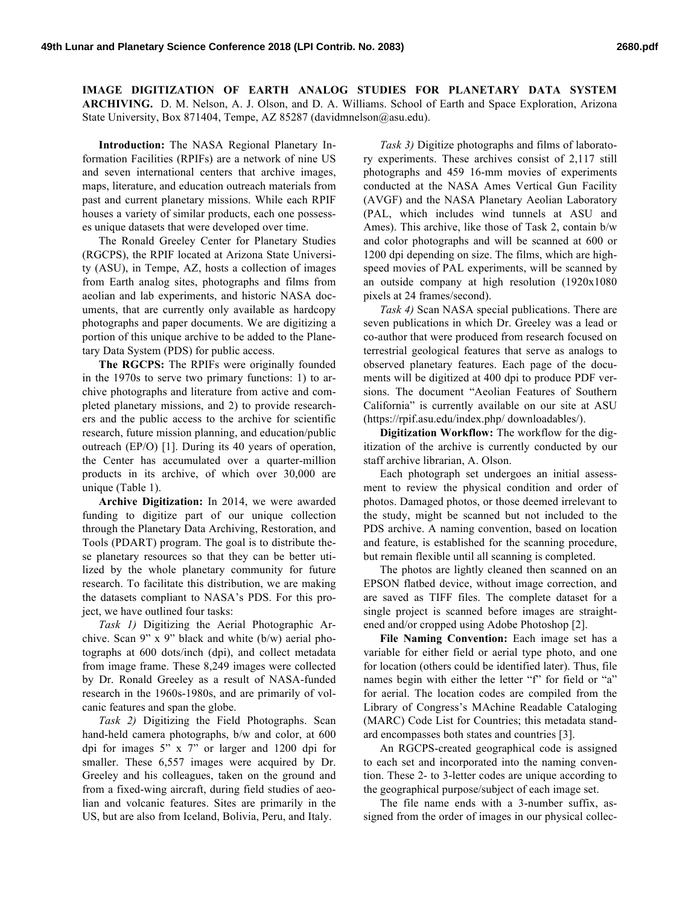# IMAGE DIGITIZATION OF EARTH ANALOG STUDIES FOR PLANETARY DATA SYSTEM ARCHIVING.

D. M. Nelson, A. J. Olson, and D. A. Williams. School of Earth and Space Exploration, Arizona State University, Box 871404, Tempe, AZ 85287 (davidmnelson@asu.edu).

**Introduction:** The NASA Regional Planetary Information Facilities (RPIFs) are a network of nine US and seven international centers that archive images, maps, literature, and education outreach materials from past and current planetary missions. While each RPIF houses a variety of similar products, each one possesses unique datasets that were developed over time.

The Ronald Greeley Center for Planetary Studies (RGCPS), the RPIF located at Arizona State University (ASU), in Tempe, AZ, hosts a collection of images from Earth analog sites, photographs and films from aeolian and lab experiments, and historic NASA documents, that are currently only available as hardcopy photographs and paper documents. We are digitizing a portion of this unique archive to be added to the Planetary Data System (PDS) for public access.

**The RGCPS:** The RPIFs were originally founded in the 1970s to serve two primary functions: 1) to archive photographs and literature from active and completed planetary missions, and 2) to provide researchers and the public access to the archive for scientific research, future mission planning, and education/public outreach (EP/O) [1]. During its 40 years of operation, the Center has accumulated over a quarter-million products in its archive, of which over 30,000 are unique (Table 1).

**Archive Digitization:** In 2014, we were awarded funding to digitize part of our unique collection through the Planetary Data Archiving, Restoration, and Tools (PDART) program. The goal is to distribute these planetary resources so that they can be better utilized by the whole planetary community for future research. To facilitate this distribution, we are making the datasets compliant to NASA's PDS. For this project, we have outlined four tasks:

*Task 1)* Digitizing the Aerial Photographic Archive. Scan 9" x 9" black and white (b/w) aerial photographs at 600 dots/inch (dpi), and collect metadata from image frame. These 8,249 images were collected by Dr. Ronald Greeley as a result of NASA-funded research in the 1960s-1980s, and are primarily of volcanic features and span the globe.

*Task 2)* Digitizing the Field Photographs. Scan hand-held camera photographs, b/w and color, at 600 dpi for images 5" x 7" or larger and 1200 dpi for smaller. These 6,557 images were acquired by Dr. Greeley and his colleagues, taken on the ground and from a fixed-wing aircraft, during field studies of aeolian and volcanic features. Sites are primarily in the US, but are also from Iceland, Bolivia, Peru, and Italy.

*Task 3)* Digitize photographs and films of laboratory experiments. These archives consist of 2,117 still photographs and 459 16-mm movies of experiments conducted at the NASA Ames Vertical Gun Facility (AVGF) and the NASA Planetary Aeolian Laboratory (PAL, which includes wind tunnels at ASU and Ames). This archive, like those of Task 2, contain b/w and color photographs and will be scanned at 600 or 1200 dpi depending on size. The films, which are high-speed movies of PAL experiments, will be scanned by an outside company at high resolution (1920x1080 pixels at 24 frames/second).

*Task 4)* Scan NASA special publications. There are seven publications in which Dr. Greeley was a lead or co-author that were produced from research focused on terrestrial geological features that serve as analogs to observed planetary features. Each page of the documents will be digitized at 400 dpi to produce PDF versions. The document "Aeolian Features of Southern California" is currently available on our site at ASU (https://rpif.asu.edu/index.php/ downloadables/).

**Digitization Workflow:** The workflow for the digitization of the archive is currently conducted by our staff archive librarian, A. Olson.

Each photograph set undergoes an initial assessment to review the physical condition and order of photos. Damaged photos, or those deemed irrelevant to the study, might be scanned but not included to the PDS archive. A naming convention, based on location and feature, is established for the scanning procedure, but remain flexible until all scanning is completed.

The photos are lightly cleaned then scanned on an EPSON flatbed device, without image correction, and are saved as TIFF files. The complete dataset for a single project is scanned before images are straightened and/or cropped using Adobe Photoshop [2].

**File Naming Convention:** Each image set has a variable for either field or aerial type photo, and one for location (others could be identified later). Thus, file names begin with either the letter "f" for field or "a" for aerial. The location codes are compiled from the Library of Congress's MAchine Readable Cataloging (MARC) Code List for Countries; this metadata standard encompasses both states and countries [3].

An RGCPS-created geographical code is assigned to each set and incorporated into the naming convention. These 2- to 3-letter codes are unique according to the geographical purpose/subject of each image set.

The file name ends with a 3-number suffix, assigned from the order of images in our physical collec-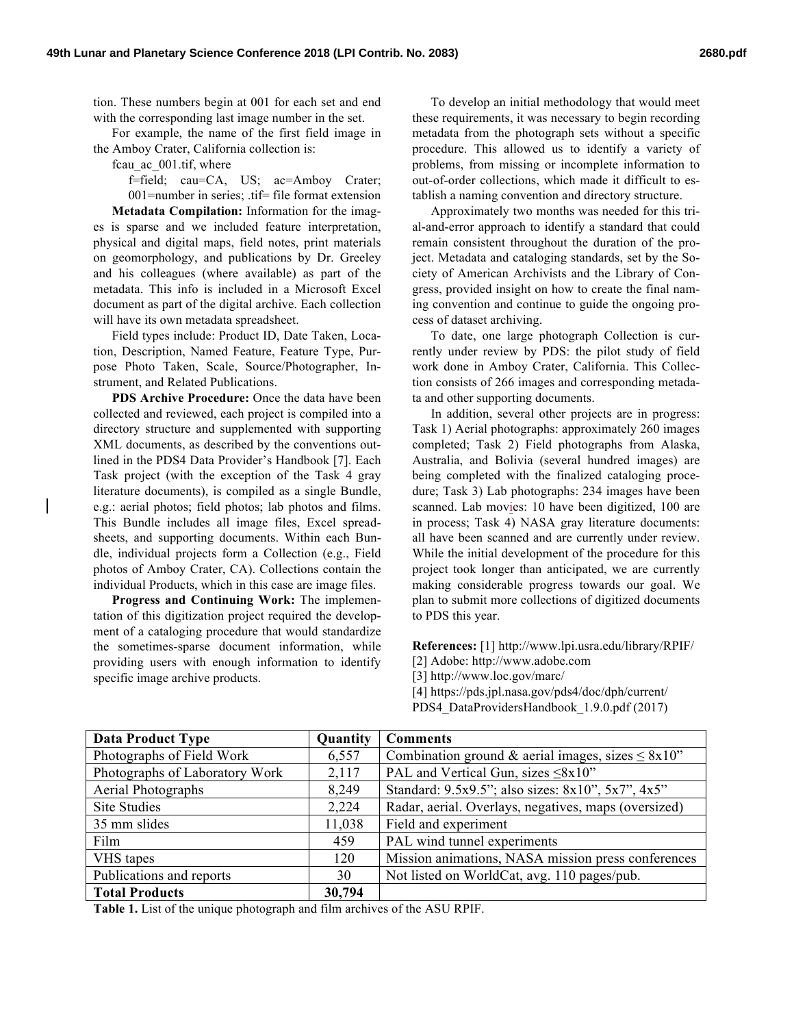tion. These numbers begin at 001 for each set and end with the corresponding last image number in the set.

For example, the name of the first field image in the Amboy Crater, California collection is:

fcau_ac_001.tif, where

f=field; cau=CA, US; ac=Amboy Crater; 001=number in series; .tif= file format extension

**Metadata Compilation:** Information for the images is sparse and we included feature interpretation, physical and digital maps, field notes, print materials on geomorphology, and publications by Dr. Greeley and his colleagues (where available) as part of the metadata. This info is included in a Microsoft Excel document as part of the digital archive. Each collection will have its own metadata spreadsheet.

Field types include: Product ID, Date Taken, Location, Description, Named Feature, Feature Type, Purpose Photo Taken, Scale, Source/Photographer, Instrument, and Related Publications.

**PDS Archive Procedure:** Once the data have been collected and reviewed, each project is compiled into a directory structure and supplemented with supporting XML documents, as described by the conventions outlined in the PDS4 Data Provider's Handbook [7]. Each Task project (with the exception of the Task 4 gray literature documents), is compiled as a single Bundle, e.g.: aerial photos; field photos; lab photos and films. This Bundle includes all image files, Excel spreadsheets, and supporting documents. Within each Bundle, individual projects form a Collection (e.g., Field photos of Amboy Crater, CA). Collections contain the individual Products, which in this case are image files.

**Progress and Continuing Work:** The implementation of this digitization project required the development of a cataloging procedure that would standardize the sometimes-sparse document information, while providing users with enough information to identify specific image archive products.

To develop an initial methodology that would meet these requirements, it was necessary to begin recording metadata from the photograph sets without a specific procedure. This allowed us to identify a variety of problems, from missing or incomplete information to out-of-order collections, which made it difficult to establish a naming convention and directory structure.

Approximately two months was needed for this trial-and-error approach to identify a standard that could remain consistent throughout the duration of the project. Metadata and cataloging standards, set by the Society of American Archivists and the Library of Congress, provided insight on how to create the final naming convention and continue to guide the ongoing process of dataset archiving.

To date, one large photograph Collection is currently under review by PDS: the pilot study of field work done in Amboy Crater, California. This Collection consists of 266 images and corresponding metadata and other supporting documents.

In addition, several other projects are in progress: Task 1) Aerial photographs: approximately 260 images completed; Task 2) Field photographs from Alaska, Australia, and Bolivia (several hundred images) are being completed with the finalized cataloging procedure; Task 3) Lab photographs: 234 images have been scanned. Lab movies: 10 have been digitized, 100 are in process; Task 4) NASA gray literature documents: all have been scanned and are currently under review. While the initial development of the procedure for this project took longer than anticipated, we are currently making considerable progress towards our goal. We plan to submit more collections of digitized documents to PDS this year.

**References:** [1] http://www.lpi.usra.edu/library/RPIF/
[2] Adobe: http://www.adobe.com
[3] http://www.loc.gov/marc/
[4] https://pds.jpl.nasa.gov/pds4/doc/dph/current/PDS4_DataProvidersHandbook_1.9.0.pdf (2017)

| **Data Product Type** | **Quantity** | **Comments** |
|---|---|---|
| Photographs of Field Work | 6,557 | Combination ground & aerial images, sizes ≤ 8x10" |
| Photographs of Laboratory Work | 2,117 | PAL and Vertical Gun, sizes ≤8x10" |
| Aerial Photographs | 8,249 | Standard: 9.5x9.5"; also sizes: 8x10", 5x7", 4x5" |
| Site Studies | 2,224 | Radar, aerial. Overlays, negatives, maps (oversized) |
| 35 mm slides | 11,038 | Field and experiment |
| Film | 459 | PAL wind tunnel experiments |
| VHS tapes | 120 | Mission animations, NASA mission press conferences |
| Publications and reports | 30 | Not listed on WorldCat, avg. 110 pages/pub. |
| **Total Products** | **30,794** | |

**Table 1.** List of the unique photograph and film archives of the ASU RPIF.